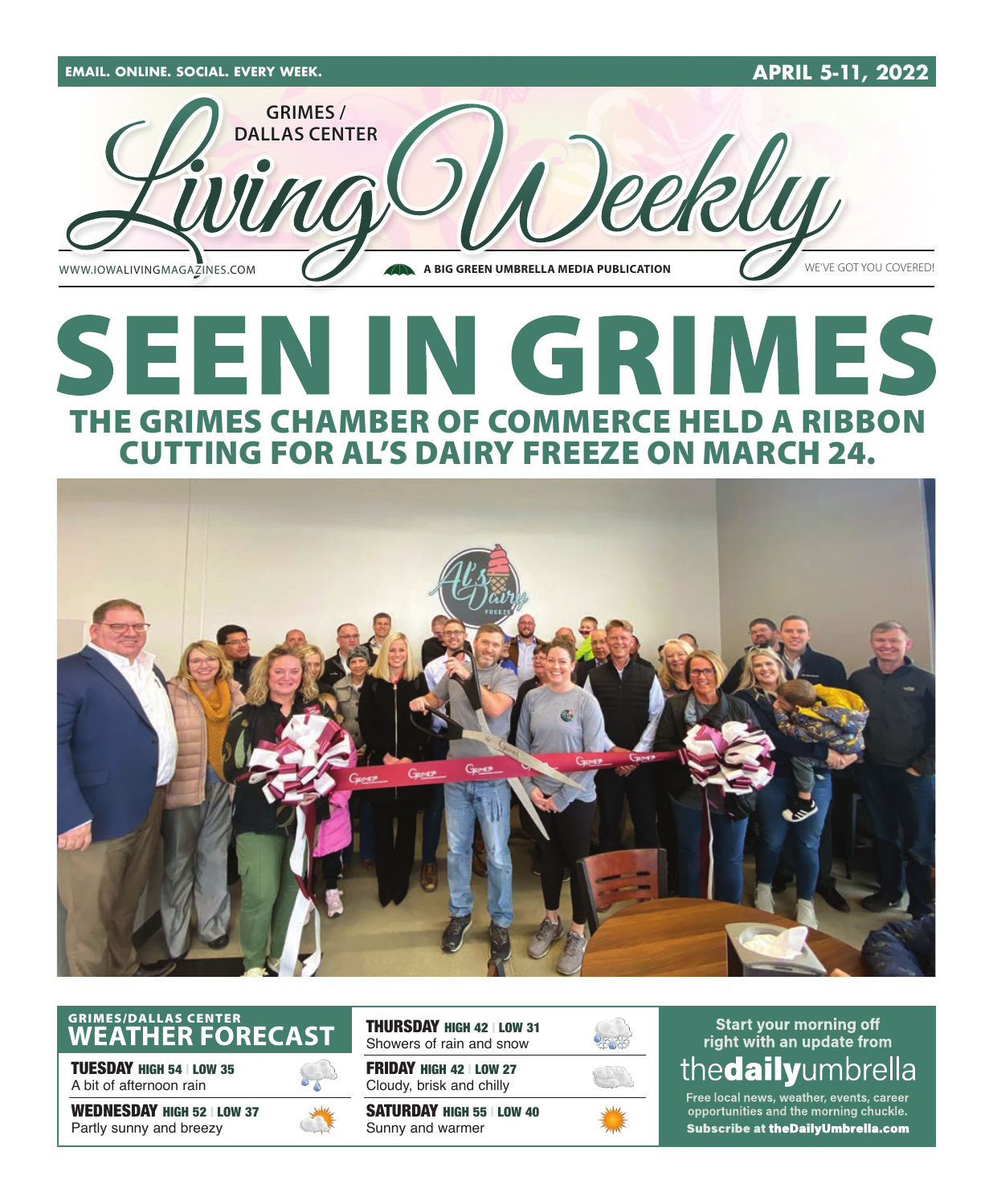EMAIL. ONLINE. SOCIAL. EVERY WEEK.

APRIL 5-11, 2022

GRIMES / DALLAS CENTER

# Living Weekly

WWW.IOWALIVINGMAGAZINES.COM

A BIG GREEN UMBRELLA MEDIA PUBLICATION

WE'VE GOT YOU COVERED!

# SEEN IN GRIMES

## THE GRIMES CHAMBER OF COMMERCE HELD A RIBBON CUTTING FOR AL'S DAIRY FREEZE ON MARCH 24.

## GRIMES/DALLAS CENTER WEATHER FORECAST

**TUESDAY** HIGH 54 | LOW 35
A bit of afternoon rain

**WEDNESDAY** HIGH 52 | LOW 37
Partly sunny and breezy

**THURSDAY** HIGH 42 | LOW 31
Showers of rain and snow

**FRIDAY** HIGH 42 | LOW 27
Cloudy, brisk and chilly

**SATURDAY** HIGH 55 | LOW 40
Sunny and warmer

Start your morning off right with an update from

**thedailyumbrella**

Free local news, weather, events, career opportunities and the morning chuckle.

**Subscribe at theDailyUmbrella.com**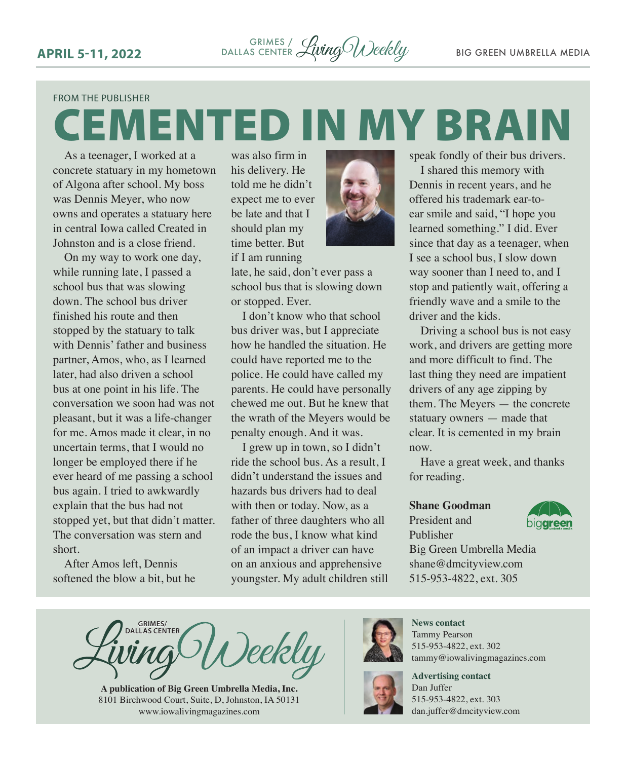FROM THE PUBLISHER

# CEMENTED IN MY BRAIN

As a teenager, I worked at a concrete statuary in my hometown of Algona after school. My boss was Dennis Meyer, who now owns and operates a statuary here in central Iowa called Created in Johnston and is a close friend.

On my way to work one day, while running late, I passed a school bus that was slowing down. The school bus driver finished his route and then stopped by the statuary to talk with Dennis' father and business partner, Amos, who, as I learned later, had also driven a school bus at one point in his life. The conversation we soon had was not pleasant, but it was a life-changer for me. Amos made it clear, in no uncertain terms, that I would no longer be employed there if he ever heard of me passing a school bus again. I tried to awkwardly explain that the bus had not stopped yet, but that didn't matter. The conversation was stern and short.

After Amos left, Dennis softened the blow a bit, but he was also firm in his delivery. He told me he didn't expect me to ever be late and that I should plan my time better. But if I am running late, he said, don't ever pass a school bus that is slowing down or stopped. Ever.

I don't know who that school bus driver was, but I appreciate how he handled the situation. He could have reported me to the police. He could have called my parents. He could have personally chewed me out. But he knew that the wrath of the Meyers would be penalty enough. And it was.

I grew up in town, so I didn't ride the school bus. As a result, I didn't understand the issues and hazards bus drivers had to deal with then or today. Now, as a father of three daughters who all rode the bus, I know what kind of an impact a driver can have on an anxious and apprehensive youngster. My adult children still speak fondly of their bus drivers.

I shared this memory with Dennis in recent years, and he offered his trademark ear-to-ear smile and said, "I hope you learned something." I did. Ever since that day as a teenager, when I see a school bus, I slow down way sooner than I need to, and I stop and patiently wait, offering a friendly wave and a smile to the driver and the kids.

Driving a school bus is not easy work, and drivers are getting more and more difficult to find. The last thing they need are impatient drivers of any age zipping by them. The Meyers — the concrete statuary owners — made that clear. It is cemented in my brain now.

Have a great week, and thanks for reading.

**Shane Goodman**
President and Publisher
Big Green Umbrella Media
shane@dmcityview.com
515-953-4822, ext. 305

GRIMES/ DALLAS CENTER Living Weekly

**A publication of Big Green Umbrella Media, Inc.**
8101 Birchwood Court, Suite, D, Johnston, IA 50131
www.iowalivingmagazines.com

**News contact**
Tammy Pearson
515-953-4822, ext. 302
tammy@iowalivingmagazines.com

**Advertising contact**
Dan Juffer
515-953-4822, ext. 303
dan.juffer@dmcityview.com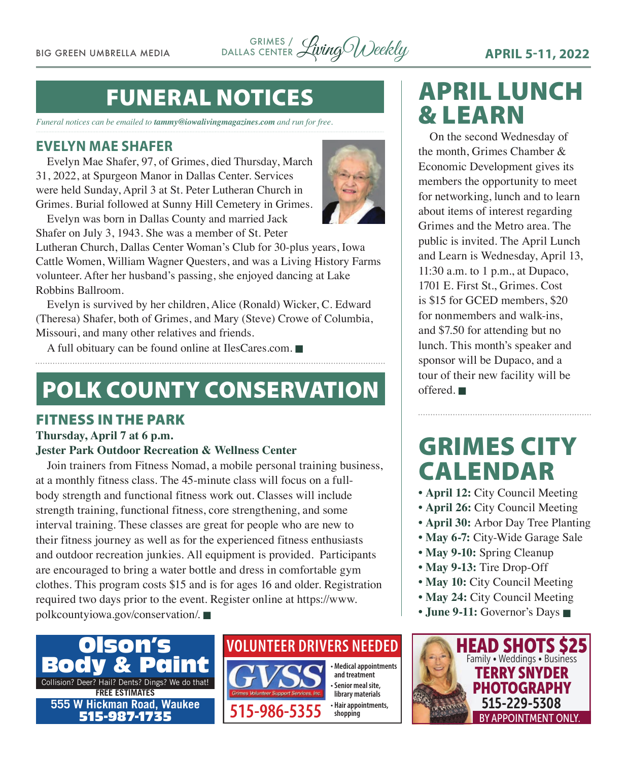# FUNERAL NOTICES

*Funeral notices can be emailed to **tammy@iowalivingmagazines.com** and run for free.*

## EVELYN MAE SHAFER

Evelyn Mae Shafer, 97, of Grimes, died Thursday, March 31, 2022, at Spurgeon Manor in Dallas Center. Services were held Sunday, April 3 at St. Peter Lutheran Church in Grimes. Burial followed at Sunny Hill Cemetery in Grimes.

Evelyn was born in Dallas County and married Jack Shafer on July 3, 1943. She was a member of St. Peter Lutheran Church, Dallas Center Woman's Club for 30-plus years, Iowa Cattle Women, William Wagner Questers, and was a Living History Farms volunteer. After her husband's passing, she enjoyed dancing at Lake Robbins Ballroom.

Evelyn is survived by her children, Alice (Ronald) Wicker, C. Edward (Theresa) Shafer, both of Grimes, and Mary (Steve) Crowe of Columbia, Missouri, and many other relatives and friends.

A full obituary can be found online at IlesCares.com. ■

# POLK COUNTY CONSERVATION

## FITNESS IN THE PARK

**Thursday, April 7 at 6 p.m.**
**Jester Park Outdoor Recreation & Wellness Center**

Join trainers from Fitness Nomad, a mobile personal training business, at a monthly fitness class. The 45-minute class will focus on a full-body strength and functional fitness work out. Classes will include strength training, functional fitness, core strengthening, and some interval training. These classes are great for people who are new to their fitness journey as well as for the experienced fitness enthusiasts and outdoor recreation junkies. All equipment is provided. Participants are encouraged to bring a water bottle and dress in comfortable gym clothes. This program costs $15 and is for ages 16 and older. Registration required two days prior to the event. Register online at https://www.polkcountyiowa.gov/conservation/. ■

# APRIL LUNCH & LEARN

On the second Wednesday of the month, Grimes Chamber & Economic Development gives its members the opportunity to meet for networking, lunch and to learn about items of interest regarding Grimes and the Metro area. The public is invited. The April Lunch and Learn is Wednesday, April 13, 11:30 a.m. to 1 p.m., at Dupaco, 1701 E. First St., Grimes. Cost is $15 for GCED members, $20 for nonmembers and walk-ins, and $7.50 for attending but no lunch. This month's speaker and sponsor will be Dupaco, and a tour of their new facility will be offered. ■

# GRIMES CITY CALENDAR

- **April 12:** City Council Meeting
- **April 26:** City Council Meeting
- **April 30:** Arbor Day Tree Planting
- **May 6-7:** City-Wide Garage Sale
- **May 9-10:** Spring Cleanup
- **May 9-13:** Tire Drop-Off
- **May 10:** City Council Meeting
- **May 24:** City Council Meeting
- **June 9-11:** Governor's Days ■

**Olson's Body & Paint**
Collision? Deer? Hail? Dents? Dings? We do that!
FREE ESTIMATES
555 W Hickman Road, Waukee
515-987-1735

**VOLUNTEER DRIVERS NEEDED**
GVSS — Grimes Volunteer Support Services, Inc.
- Medical appointments and treatment
- Senior meal site, library materials
- Hair appointments, shopping

515-986-5355

**HEAD SHOTS $25**
Family • Weddings • Business
TERRY SNYDER PHOTOGRAPHY
515-229-5308
BY APPOINTMENT ONLY.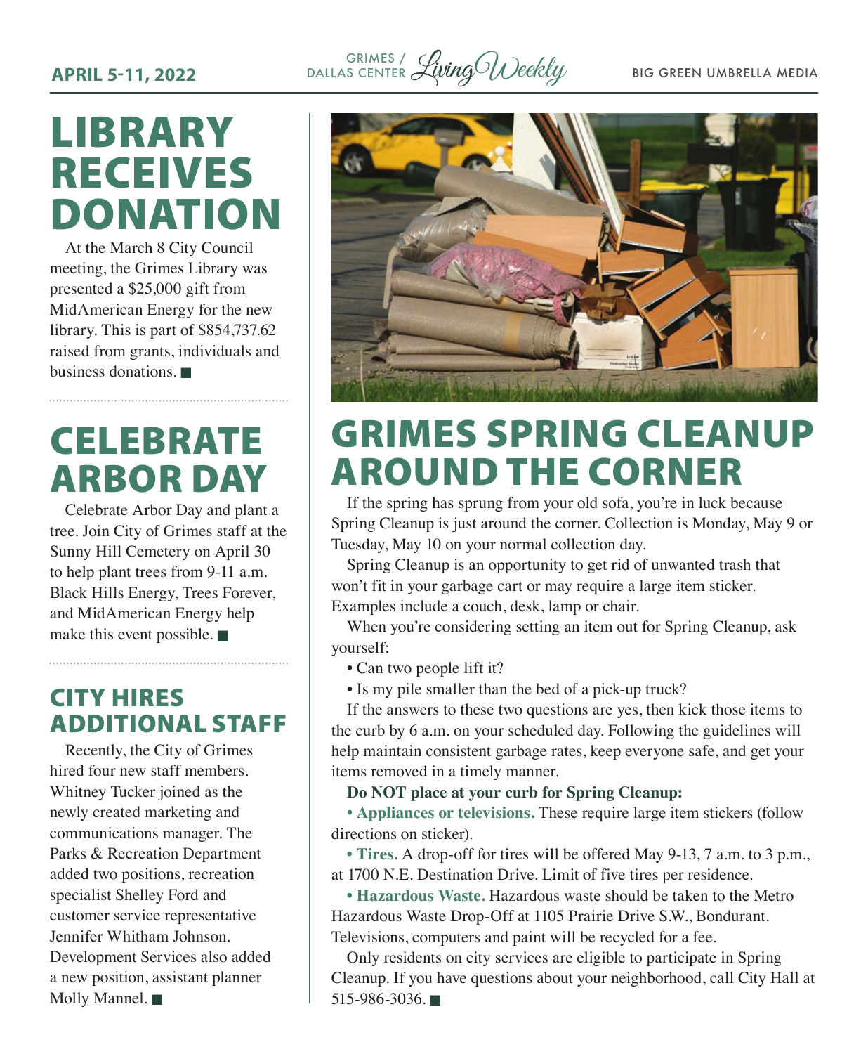# LIBRARY RECEIVES DONATION

At the March 8 City Council meeting, the Grimes Library was presented a $25,000 gift from MidAmerican Energy for the new library. This is part of $854,737.62 raised from grants, individuals and business donations. ■

# CELEBRATE ARBOR DAY

Celebrate Arbor Day and plant a tree. Join City of Grimes staff at the Sunny Hill Cemetery on April 30 to help plant trees from 9-11 a.m. Black Hills Energy, Trees Forever, and MidAmerican Energy help make this event possible. ■

## CITY HIRES ADDITIONAL STAFF

Recently, the City of Grimes hired four new staff members. Whitney Tucker joined as the newly created marketing and communications manager. The Parks & Recreation Department added two positions, recreation specialist Shelley Ford and customer service representative Jennifer Whitham Johnson. Development Services also added a new position, assistant planner Molly Mannel. ■

# GRIMES SPRING CLEANUP AROUND THE CORNER

If the spring has sprung from your old sofa, you're in luck because Spring Cleanup is just around the corner. Collection is Monday, May 9 or Tuesday, May 10 on your normal collection day.

Spring Cleanup is an opportunity to get rid of unwanted trash that won't fit in your garbage cart or may require a large item sticker. Examples include a couch, desk, lamp or chair.

When you're considering setting an item out for Spring Cleanup, ask yourself:

- Can two people lift it?
- Is my pile smaller than the bed of a pick-up truck?

If the answers to these two questions are yes, then kick those items to the curb by 6 a.m. on your scheduled day. Following the guidelines will help maintain consistent garbage rates, keep everyone safe, and get your items removed in a timely manner.

**Do NOT place at your curb for Spring Cleanup:**

- **Appliances or televisions.** These require large item stickers (follow directions on sticker).
- **Tires.** A drop-off for tires will be offered May 9-13, 7 a.m. to 3 p.m., at 1700 N.E. Destination Drive. Limit of five tires per residence.
- **Hazardous Waste.** Hazardous waste should be taken to the Metro Hazardous Waste Drop-Off at 1105 Prairie Drive S.W., Bondurant. Televisions, computers and paint will be recycled for a fee.

Only residents on city services are eligible to participate in Spring Cleanup. If you have questions about your neighborhood, call City Hall at 515-986-3036. ■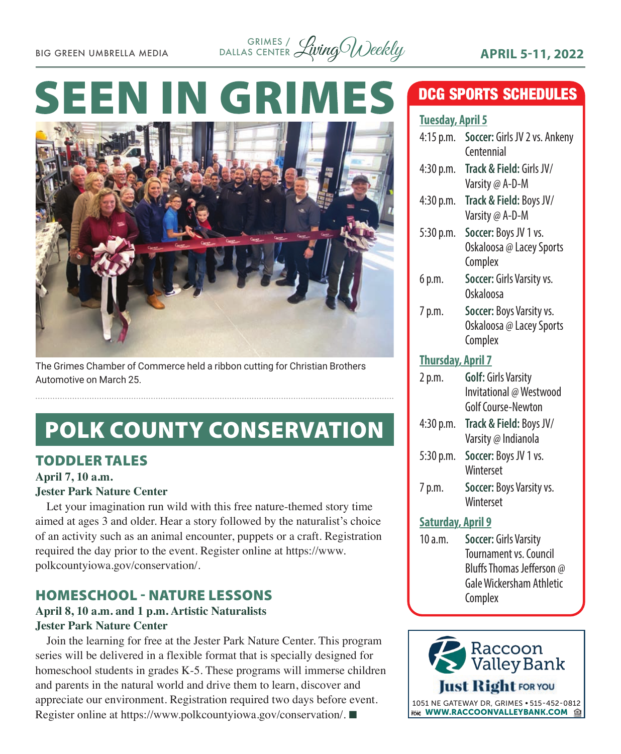# SEEN IN GRIMES

The Grimes Chamber of Commerce held a ribbon cutting for Christian Brothers Automotive on March 25.

# POLK COUNTY CONSERVATION

## TODDLER TALES

**April 7, 10 a.m.**
**Jester Park Nature Center**

Let your imagination run wild with this free nature-themed story time aimed at ages 3 and older. Hear a story followed by the naturalist's choice of an activity such as an animal encounter, puppets or a craft. Registration required the day prior to the event. Register online at https://www.polkcountyiowa.gov/conservation/.

## HOMESCHOOL - NATURE LESSONS

**April 8, 10 a.m. and 1 p.m. Artistic Naturalists**
**Jester Park Nature Center**

Join the learning for free at the Jester Park Nature Center. This program series will be delivered in a flexible format that is specially designed for homeschool students in grades K-5. These programs will immerse children and parents in the natural world and drive them to learn, discover and appreciate our environment. Registration required two days before event. Register online at https://www.polkcountyiowa.gov/conservation/. ■

## DCG SPORTS SCHEDULES

**Tuesday, April 5**

| | |
|---|---|
| 4:15 p.m. | **Soccer:** Girls JV 2 vs. Ankeny Centennial |
| 4:30 p.m. | **Track & Field:** Girls JV/Varsity @ A-D-M |
| 4:30 p.m. | **Track & Field:** Boys JV/Varsity @ A-D-M |
| 5:30 p.m. | **Soccer:** Boys JV 1 vs. Oskaloosa @ Lacey Sports Complex |
| 6 p.m. | **Soccer:** Girls Varsity vs. Oskaloosa |
| 7 p.m. | **Soccer:** Boys Varsity vs. Oskaloosa @ Lacey Sports Complex |

**Thursday, April 7**

| | |
|---|---|
| 2 p.m. | **Golf:** Girls Varsity Invitational @ Westwood Golf Course-Newton |
| 4:30 p.m. | **Track & Field:** Boys JV/Varsity @ Indianola |
| 5:30 p.m. | **Soccer:** Boys JV 1 vs. Winterset |
| 7 p.m. | **Soccer:** Boys Varsity vs. Winterset |

**Saturday, April 9**

| | |
|---|---|
| 10 a.m. | **Soccer:** Girls Varsity Tournament vs. Council Bluffs Thomas Jefferson @ Gale Wickersham Athletic Complex |

Raccoon Valley Bank
**Just Right** FOR YOU
1051 NE GATEWAY DR, GRIMES • 515-452-0812
WWW.RACCOONVALLEYBANK.COM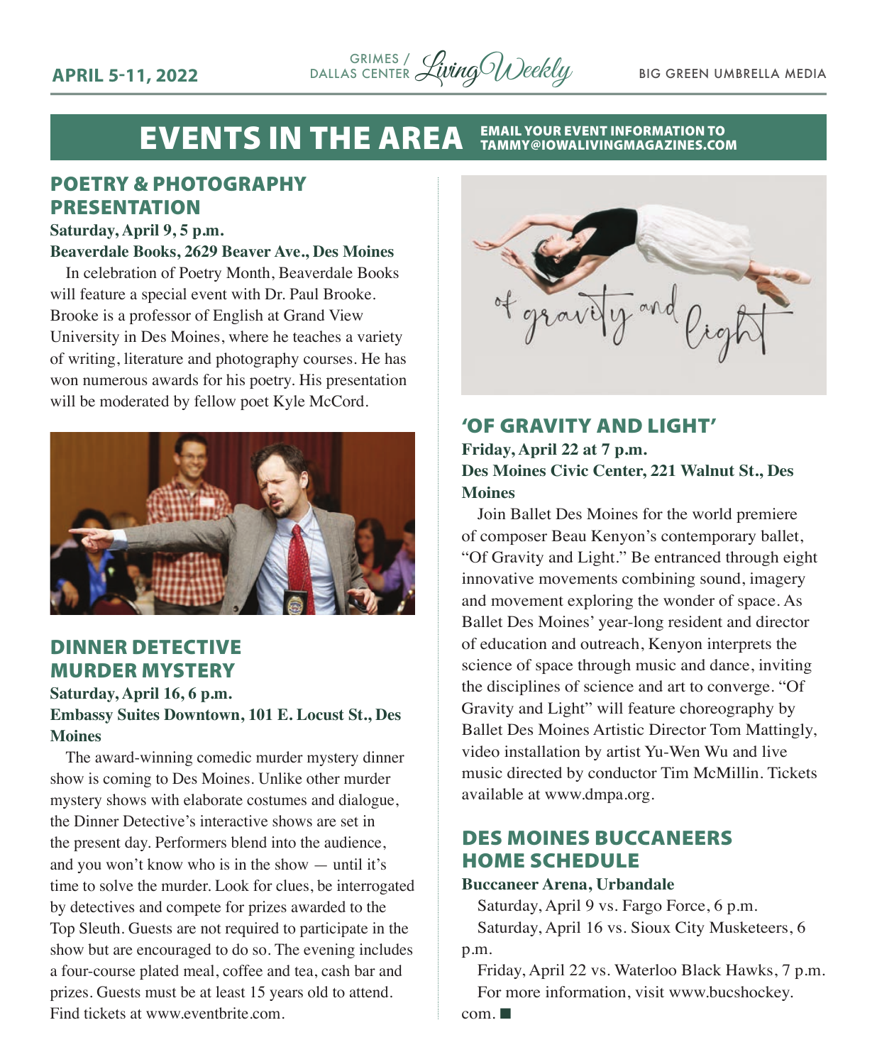# EVENTS IN THE AREA

EMAIL YOUR EVENT INFORMATION TO TAMMY@IOWALIVINGMAGAZINES.COM

## POETRY & PHOTOGRAPHY PRESENTATION

**Saturday, April 9, 5 p.m.**
**Beaverdale Books, 2629 Beaver Ave., Des Moines**

In celebration of Poetry Month, Beaverdale Books will feature a special event with Dr. Paul Brooke. Brooke is a professor of English at Grand View University in Des Moines, where he teaches a variety of writing, literature and photography courses. He has won numerous awards for his poetry. His presentation will be moderated by fellow poet Kyle McCord.

## DINNER DETECTIVE MURDER MYSTERY

**Saturday, April 16, 6 p.m.**
**Embassy Suites Downtown, 101 E. Locust St., Des Moines**

The award-winning comedic murder mystery dinner show is coming to Des Moines. Unlike other murder mystery shows with elaborate costumes and dialogue, the Dinner Detective's interactive shows are set in the present day. Performers blend into the audience, and you won't know who is in the show — until it's time to solve the murder. Look for clues, be interrogated by detectives and compete for prizes awarded to the Top Sleuth. Guests are not required to participate in the show but are encouraged to do so. The evening includes a four-course plated meal, coffee and tea, cash bar and prizes. Guests must be at least 15 years old to attend. Find tickets at www.eventbrite.com.

## 'OF GRAVITY AND LIGHT'

**Friday, April 22 at 7 p.m.**
**Des Moines Civic Center, 221 Walnut St., Des Moines**

Join Ballet Des Moines for the world premiere of composer Beau Kenyon's contemporary ballet, "Of Gravity and Light." Be entranced through eight innovative movements combining sound, imagery and movement exploring the wonder of space. As Ballet Des Moines' year-long resident and director of education and outreach, Kenyon interprets the science of space through music and dance, inviting the disciplines of science and art to converge. "Of Gravity and Light" will feature choreography by Ballet Des Moines Artistic Director Tom Mattingly, video installation by artist Yu-Wen Wu and live music directed by conductor Tim McMillin. Tickets available at www.dmpa.org.

## DES MOINES BUCCANEERS HOME SCHEDULE

**Buccaneer Arena, Urbandale**

Saturday, April 9 vs. Fargo Force, 6 p.m.

Saturday, April 16 vs. Sioux City Musketeers, 6 p.m.

Friday, April 22 vs. Waterloo Black Hawks, 7 p.m.

For more information, visit www.bucshockey.com. ■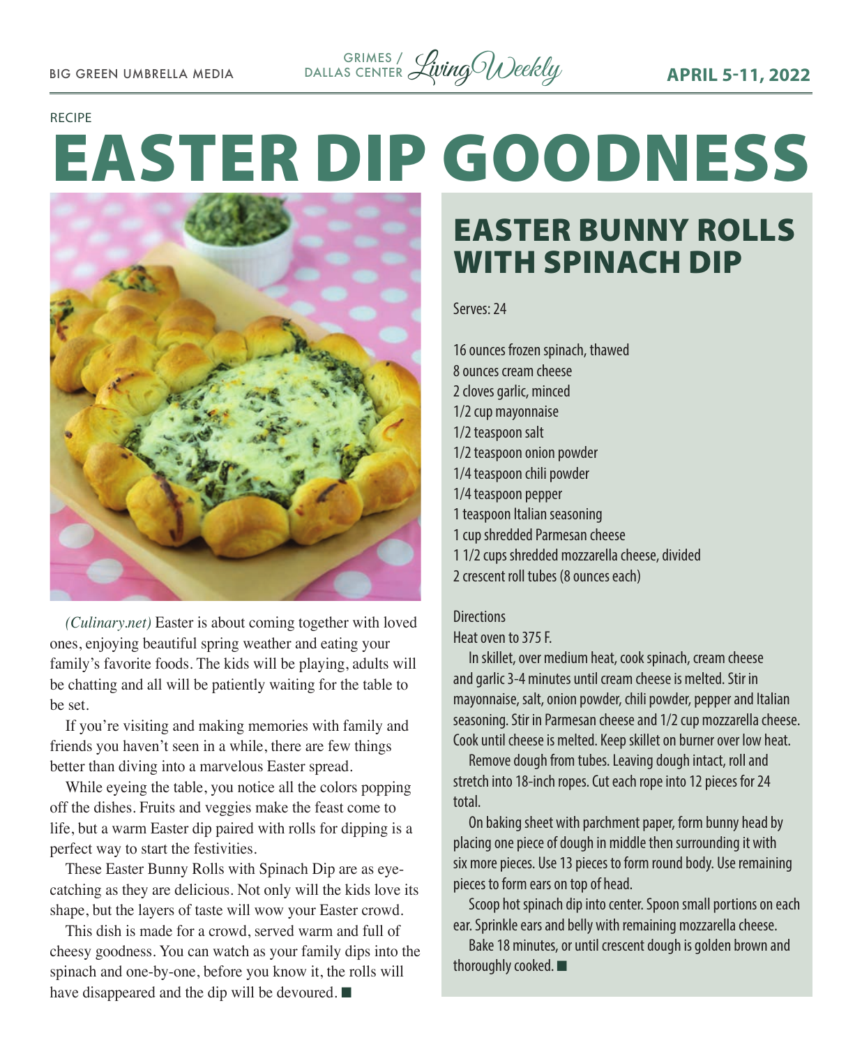RECIPE

# EASTER DIP GOODNESS

*(Culinary.net)* Easter is about coming together with loved ones, enjoying beautiful spring weather and eating your family's favorite foods. The kids will be playing, adults will be chatting and all will be patiently waiting for the table to be set.

If you're visiting and making memories with family and friends you haven't seen in a while, there are few things better than diving into a marvelous Easter spread.

While eyeing the table, you notice all the colors popping off the dishes. Fruits and veggies make the feast come to life, but a warm Easter dip paired with rolls for dipping is a perfect way to start the festivities.

These Easter Bunny Rolls with Spinach Dip are as eye-catching as they are delicious. Not only will the kids love its shape, but the layers of taste will wow your Easter crowd.

This dish is made for a crowd, served warm and full of cheesy goodness. You can watch as your family dips into the spinach and one-by-one, before you know it, the rolls will have disappeared and the dip will be devoured. ■

## EASTER BUNNY ROLLS WITH SPINACH DIP

Serves: 24

16 ounces frozen spinach, thawed
8 ounces cream cheese
2 cloves garlic, minced
1/2 cup mayonnaise
1/2 teaspoon salt
1/2 teaspoon onion powder
1/4 teaspoon chili powder
1/4 teaspoon pepper
1 teaspoon Italian seasoning
1 cup shredded Parmesan cheese
1 1/2 cups shredded mozzarella cheese, divided
2 crescent roll tubes (8 ounces each)

Directions

Heat oven to 375 F.

In skillet, over medium heat, cook spinach, cream cheese and garlic 3-4 minutes until cream cheese is melted. Stir in mayonnaise, salt, onion powder, chili powder, pepper and Italian seasoning. Stir in Parmesan cheese and 1/2 cup mozzarella cheese. Cook until cheese is melted. Keep skillet on burner over low heat.

Remove dough from tubes. Leaving dough intact, roll and stretch into 18-inch ropes. Cut each rope into 12 pieces for 24 total.

On baking sheet with parchment paper, form bunny head by placing one piece of dough in middle then surrounding it with six more pieces. Use 13 pieces to form round body. Use remaining pieces to form ears on top of head.

Scoop hot spinach dip into center. Spoon small portions on each ear. Sprinkle ears and belly with remaining mozzarella cheese.

Bake 18 minutes, or until crescent dough is golden brown and thoroughly cooked. ■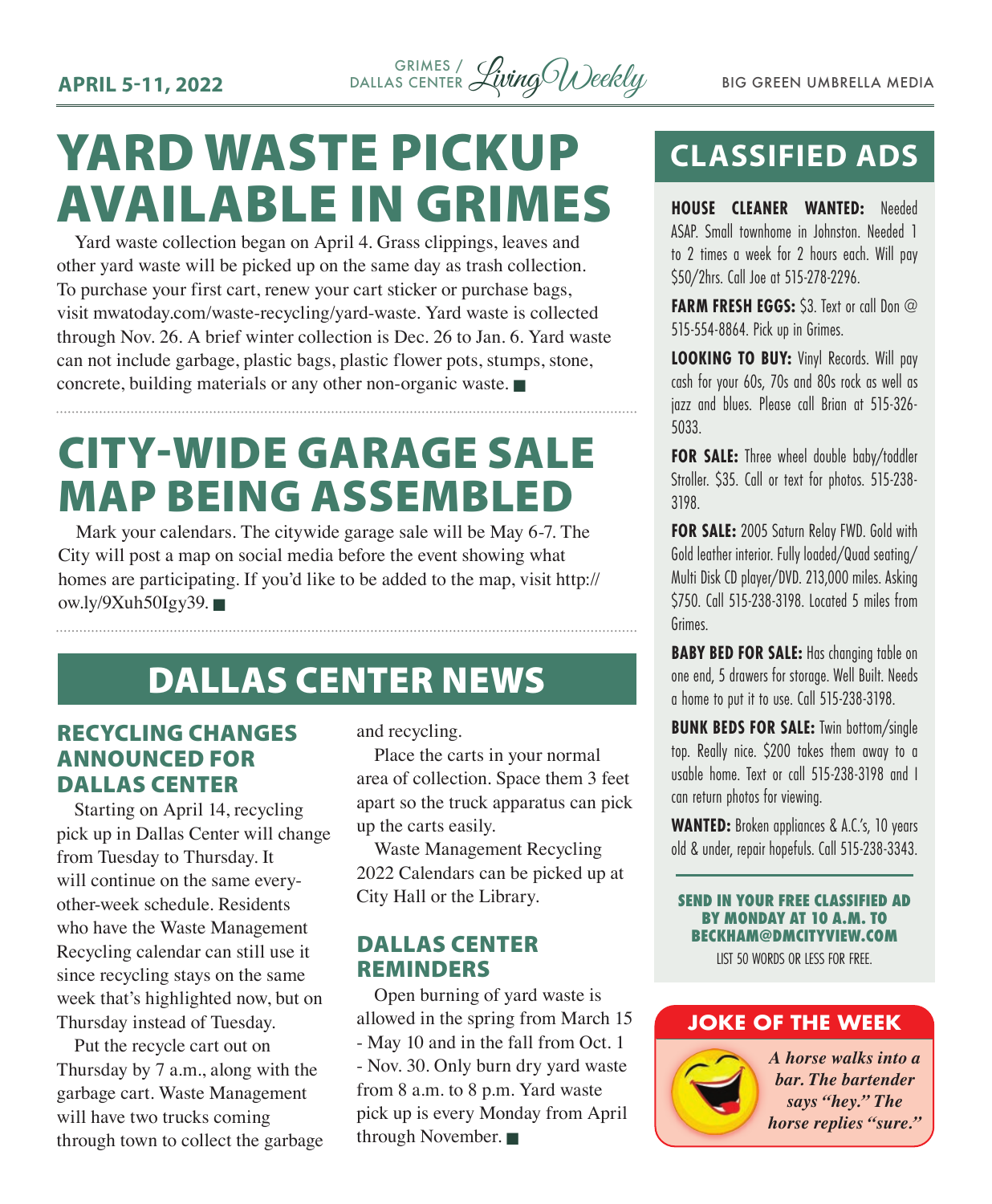# YARD WASTE PICKUP AVAILABLE IN GRIMES

Yard waste collection began on April 4. Grass clippings, leaves and other yard waste will be picked up on the same day as trash collection. To purchase your first cart, renew your cart sticker or purchase bags, visit mwatoday.com/waste-recycling/yard-waste. Yard waste is collected through Nov. 26. A brief winter collection is Dec. 26 to Jan. 6. Yard waste can not include garbage, plastic bags, plastic flower pots, stumps, stone, concrete, building materials or any other non-organic waste. ■

# CITY-WIDE GARAGE SALE MAP BEING ASSEMBLED

Mark your calendars. The citywide garage sale will be May 6-7. The City will post a map on social media before the event showing what homes are participating. If you'd like to be added to the map, visit http://ow.ly/9Xuh50Igy39. ■

# DALLAS CENTER NEWS

## RECYCLING CHANGES ANNOUNCED FOR DALLAS CENTER

Starting on April 14, recycling pick up in Dallas Center will change from Tuesday to Thursday. It will continue on the same every-other-week schedule. Residents who have the Waste Management Recycling calendar can still use it since recycling stays on the same week that's highlighted now, but on Thursday instead of Tuesday.

Put the recycle cart out on Thursday by 7 a.m., along with the garbage cart. Waste Management will have two trucks coming through town to collect the garbage and recycling.

Place the carts in your normal area of collection. Space them 3 feet apart so the truck apparatus can pick up the carts easily.

Waste Management Recycling 2022 Calendars can be picked up at City Hall or the Library.

## DALLAS CENTER REMINDERS

Open burning of yard waste is allowed in the spring from March 15 - May 10 and in the fall from Oct. 1 - Nov. 30. Only burn dry yard waste from 8 a.m. to 8 p.m. Yard waste pick up is every Monday from April through November. ■

# CLASSIFIED ADS

**HOUSE CLEANER WANTED:** Needed ASAP. Small townhome in Johnston. Needed 1 to 2 times a week for 2 hours each. Will pay $50/2hrs. Call Joe at 515-278-2296.

**FARM FRESH EGGS:** $3. Text or call Don @ 515-554-8864. Pick up in Grimes.

**LOOKING TO BUY:** Vinyl Records. Will pay cash for your 60s, 70s and 80s rock as well as jazz and blues. Please call Brian at 515-326-5033.

**FOR SALE:** Three wheel double baby/toddler Stroller. $35. Call or text for photos. 515-238-3198.

**FOR SALE:** 2005 Saturn Relay FWD. Gold with Gold leather interior. Fully loaded/Quad seating/Multi Disk CD player/DVD. 213,000 miles. Asking $750. Call 515-238-3198. Located 5 miles from Grimes.

**BABY BED FOR SALE:** Has changing table on one end, 5 drawers for storage. Well Built. Needs a home to put it to use. Call 515-238-3198.

**BUNK BEDS FOR SALE:** Twin bottom/single top. Really nice. $200 takes them away to a usable home. Text or call 515-238-3198 and I can return photos for viewing.

**WANTED:** Broken appliances & A.C.'s, 10 years old & under, repair hopefuls. Call 515-238-3343.

**SEND IN YOUR FREE CLASSIFIED AD BY MONDAY AT 10 A.M. TO BECKHAM@DMCITYVIEW.COM**

LIST 50 WORDS OR LESS FOR FREE.

## JOKE OF THE WEEK

*A horse walks into a bar. The bartender says "hey." The horse replies "sure."*